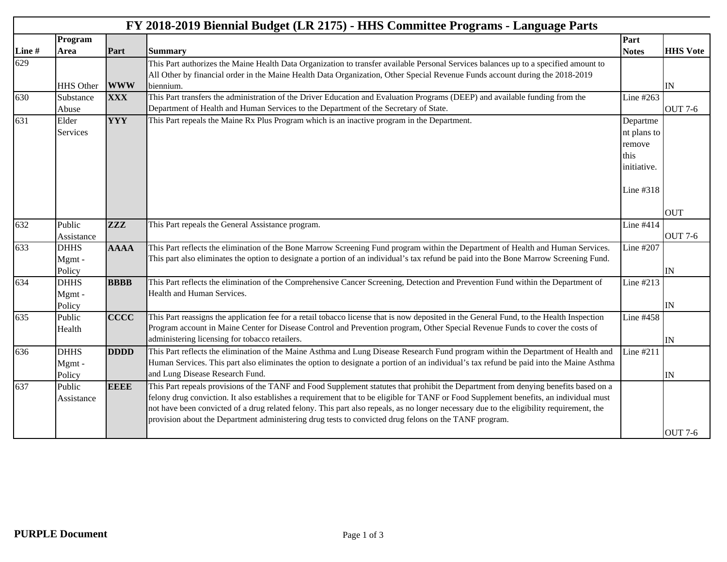# FY 2018-2019 Biennial Budget (LR 2175) - HHS Committee Programs - Language Parts

| Line # | Program Area | Part | Summary | Part Notes | HHS Vote |
|---|---|---|---|---|---|
| 629 | HHS Other | **WWW** | This Part authorizes the Maine Health Data Organization to transfer available Personal Services balances up to a specified amount to All Other by financial order in the Maine Health Data Organization, Other Special Revenue Funds account during the 2018-2019 biennium. | | IN |
| 630 | Substance Abuse | **XXX** | This Part transfers the administration of the Driver Education and Evaluation Programs (DEEP) and available funding from the Department of Health and Human Services to the Department of the Secretary of State. | Line #263 | OUT 7-6 |
| 631 | Elder Services | **YYY** | This Part repeals the Maine Rx Plus Program which is an inactive program in the Department. | Department plans to remove this initiative. Line #318 | OUT |
| 632 | Public Assistance | **ZZZ** | This Part repeals the General Assistance program. | Line #414 | OUT 7-6 |
| 633 | DHHS Mgmt - Policy | **AAAA** | This Part reflects the elimination of the Bone Marrow Screening Fund program within the Department of Health and Human Services. This part also eliminates the option to designate a portion of an individual's tax refund be paid into the Bone Marrow Screening Fund. | Line #207 | IN |
| 634 | DHHS Mgmt - Policy | **BBBB** | This Part reflects the elimination of the Comprehensive Cancer Screening, Detection and Prevention Fund within the Department of Health and Human Services. | Line #213 | IN |
| 635 | Public Health | **CCCC** | This Part reassigns the application fee for a retail tobacco license that is now deposited in the General Fund, to the Health Inspection Program account in Maine Center for Disease Control and Prevention program, Other Special Revenue Funds to cover the costs of administering licensing for tobacco retailers. | Line #458 | IN |
| 636 | DHHS Mgmt - Policy | **DDDD** | This Part reflects the elimination of the Maine Asthma and Lung Disease Research Fund program within the Department of Health and Human Services. This part also eliminates the option to designate a portion of an individual's tax refund be paid into the Maine Asthma and Lung Disease Research Fund. | Line #211 | IN |
| 637 | Public Assistance | **EEEE** | This Part repeals provisions of the TANF and Food Supplement statutes that prohibit the Department from denying benefits based on a felony drug conviction. It also establishes a requirement that to be eligible for TANF or Food Supplement benefits, an individual must not have been convicted of a drug related felony. This part also repeals, as no longer necessary due to the eligibility requirement, the provision about the Department administering drug tests to convicted drug felons on the TANF program. | | OUT 7-6 |

**PURPLE Document**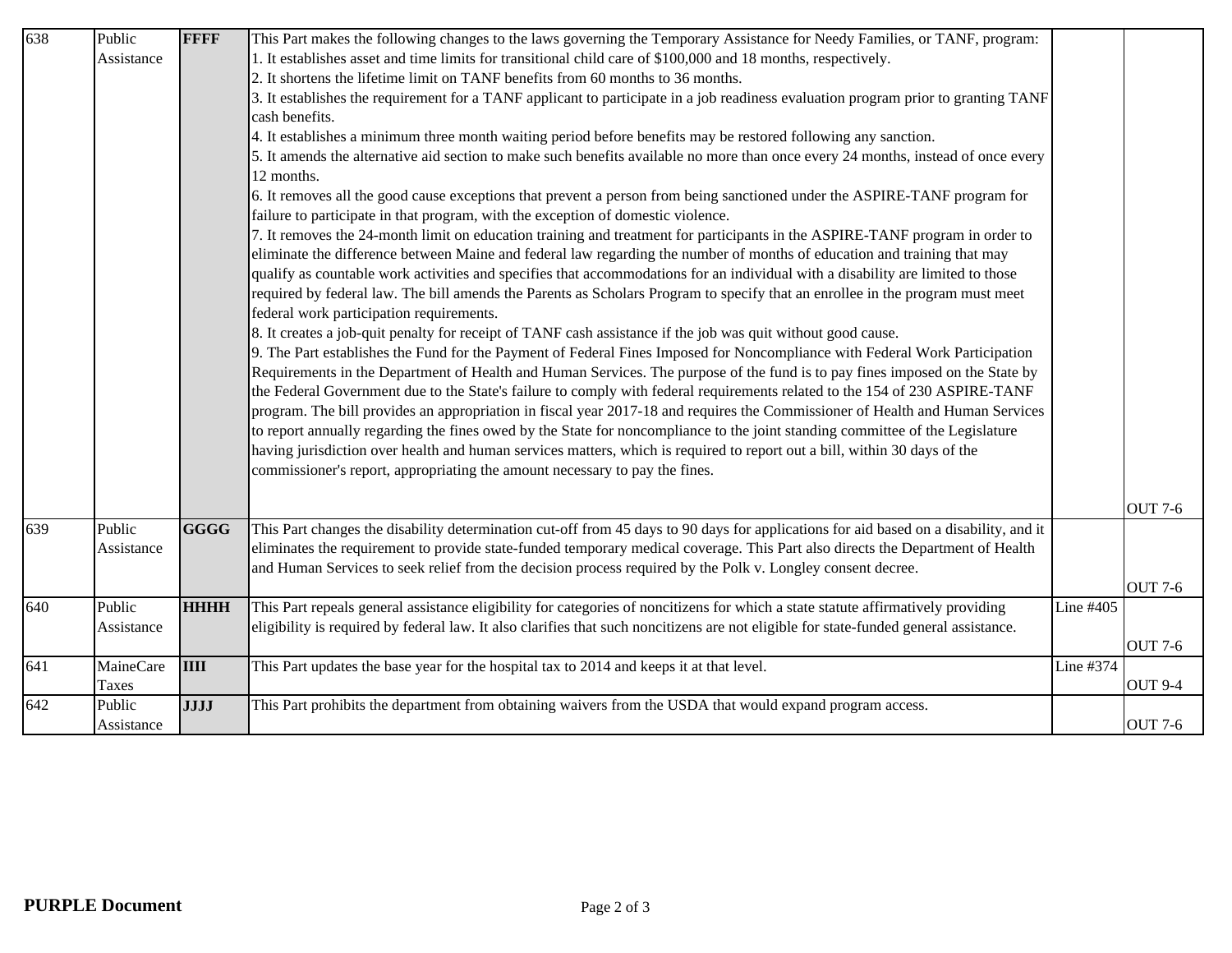| | | | | | |
|---|---|---|---|---|---|
| 638 | Public Assistance | **FFFF** | This Part makes the following changes to the laws governing the Temporary Assistance for Needy Families, or TANF, program:<br>1. It establishes asset and time limits for transitional child care of $100,000 and 18 months, respectively.<br>2. It shortens the lifetime limit on TANF benefits from 60 months to 36 months.<br>3. It establishes the requirement for a TANF applicant to participate in a job readiness evaluation program prior to granting TANF cash benefits.<br>4. It establishes a minimum three month waiting period before benefits may be restored following any sanction.<br>5. It amends the alternative aid section to make such benefits available no more than once every 24 months, instead of once every 12 months.<br>6. It removes all the good cause exceptions that prevent a person from being sanctioned under the ASPIRE-TANF program for failure to participate in that program, with the exception of domestic violence.<br>7. It removes the 24-month limit on education training and treatment for participants in the ASPIRE-TANF program in order to eliminate the difference between Maine and federal law regarding the number of months of education and training that may qualify as countable work activities and specifies that accommodations for an individual with a disability are limited to those required by federal law. The bill amends the Parents as Scholars Program to specify that an enrollee in the program must meet federal work participation requirements.<br>8. It creates a job-quit penalty for receipt of TANF cash assistance if the job was quit without good cause.<br>9. The Part establishes the Fund for the Payment of Federal Fines Imposed for Noncompliance with Federal Work Participation Requirements in the Department of Health and Human Services. The purpose of the fund is to pay fines imposed on the State by the Federal Government due to the State's failure to comply with federal requirements related to the 154 of 230 ASPIRE-TANF program. The bill provides an appropriation in fiscal year 2017-18 and requires the Commissioner of Health and Human Services to report annually regarding the fines owed by the State for noncompliance to the joint standing committee of the Legislature having jurisdiction over health and human services matters, which is required to report out a bill, within 30 days of the commissioner's report, appropriating the amount necessary to pay the fines. | | OUT 7-6 |
| 639 | Public Assistance | **GGGG** | This Part changes the disability determination cut-off from 45 days to 90 days for applications for aid based on a disability, and it eliminates the requirement to provide state-funded temporary medical coverage. This Part also directs the Department of Health and Human Services to seek relief from the decision process required by the Polk v. Longley consent decree. | | OUT 7-6 |
| 640 | Public Assistance | **HHHH** | This Part repeals general assistance eligibility for categories of noncitizens for which a state statute affirmatively providing eligibility is required by federal law. It also clarifies that such noncitizens are not eligible for state-funded general assistance. | Line #405 | OUT 7-6 |
| 641 | MaineCare Taxes | **IIII** | This Part updates the base year for the hospital tax to 2014 and keeps it at that level. | Line #374 | OUT 9-4 |
| 642 | Public Assistance | **JJJJ** | This Part prohibits the department from obtaining waivers from the USDA that would expand program access. | | OUT 7-6 |

**PURPLE Document**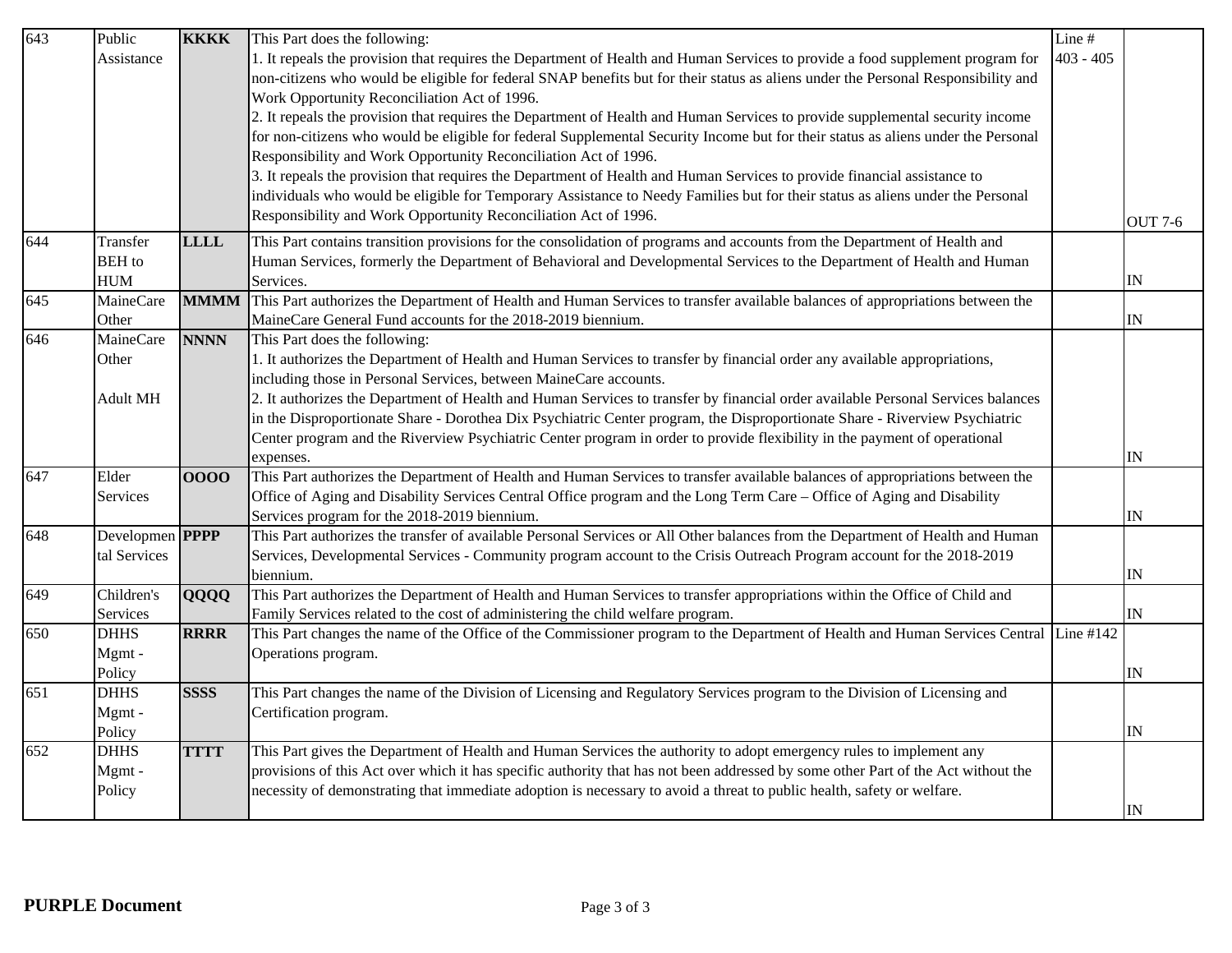| | | | | | |
|---|---|---|---|---|---|
| 643 | Public Assistance | **KKKK** | This Part does the following:<br>1. It repeals the provision that requires the Department of Health and Human Services to provide a food supplement program for non-citizens who would be eligible for federal SNAP benefits but for their status as aliens under the Personal Responsibility and Work Opportunity Reconciliation Act of 1996.<br>2. It repeals the provision that requires the Department of Health and Human Services to provide supplemental security income for non-citizens who would be eligible for federal Supplemental Security Income but for their status as aliens under the Personal Responsibility and Work Opportunity Reconciliation Act of 1996.<br>3. It repeals the provision that requires the Department of Health and Human Services to provide financial assistance to individuals who would be eligible for Temporary Assistance to Needy Families but for their status as aliens under the Personal Responsibility and Work Opportunity Reconciliation Act of 1996. | Line # 403 - 405 | OUT 7-6 |
| 644 | Transfer BEH to HUM | **LLLL** | This Part contains transition provisions for the consolidation of programs and accounts from the Department of Health and Human Services, formerly the Department of Behavioral and Developmental Services to the Department of Health and Human Services. | | IN |
| 645 | MaineCare Other | **MMMM** | This Part authorizes the Department of Health and Human Services to transfer available balances of appropriations between the MaineCare General Fund accounts for the 2018-2019 biennium. | | IN |
| 646 | MaineCare Other<br><br>Adult MH | **NNNN** | This Part does the following:<br>1. It authorizes the Department of Health and Human Services to transfer by financial order any available appropriations, including those in Personal Services, between MaineCare accounts.<br>2. It authorizes the Department of Health and Human Services to transfer by financial order available Personal Services balances in the Disproportionate Share - Dorothea Dix Psychiatric Center program, the Disproportionate Share - Riverview Psychiatric Center program and the Riverview Psychiatric Center program in order to provide flexibility in the payment of operational expenses. | | IN |
| 647 | Elder Services | **OOOO** | This Part authorizes the Department of Health and Human Services to transfer available balances of appropriations between the Office of Aging and Disability Services Central Office program and the Long Term Care – Office of Aging and Disability Services program for the 2018-2019 biennium. | | IN |
| 648 | Developmental Services | **PPPP** | This Part authorizes the transfer of available Personal Services or All Other balances from the Department of Health and Human Services, Developmental Services - Community program account to the Crisis Outreach Program account for the 2018-2019 biennium. | | IN |
| 649 | Children's Services | **QQQQ** | This Part authorizes the Department of Health and Human Services to transfer appropriations within the Office of Child and Family Services related to the cost of administering the child welfare program. | | IN |
| 650 | DHHS Mgmt - Policy | **RRRR** | This Part changes the name of the Office of the Commissioner program to the Department of Health and Human Services Central Operations program. | Line #142 | IN |
| 651 | DHHS Mgmt - Policy | **SSSS** | This Part changes the name of the Division of Licensing and Regulatory Services program to the Division of Licensing and Certification program. | | IN |
| 652 | DHHS Mgmt - Policy | **TTTT** | This Part gives the Department of Health and Human Services the authority to adopt emergency rules to implement any provisions of this Act over which it has specific authority that has not been addressed by some other Part of the Act without the necessity of demonstrating that immediate adoption is necessary to avoid a threat to public health, safety or welfare. | | IN |

**PURPLE Document**